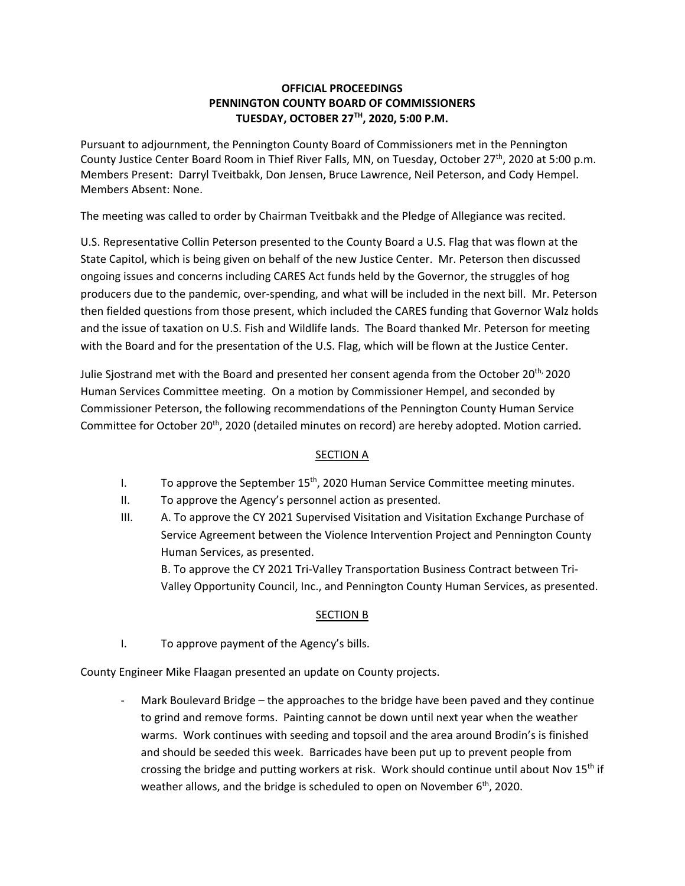**OFFICIAL PROCEEDINGS**
**PENNINGTON COUNTY BOARD OF COMMISSIONERS**
**TUESDAY, OCTOBER 27TH, 2020, 5:00 P.M.**

Pursuant to adjournment, the Pennington County Board of Commissioners met in the Pennington County Justice Center Board Room in Thief River Falls, MN, on Tuesday, October 27th, 2020 at 5:00 p.m. Members Present: Darryl Tveitbakk, Don Jensen, Bruce Lawrence, Neil Peterson, and Cody Hempel. Members Absent: None.

The meeting was called to order by Chairman Tveitbakk and the Pledge of Allegiance was recited.

U.S. Representative Collin Peterson presented to the County Board a U.S. Flag that was flown at the State Capitol, which is being given on behalf of the new Justice Center. Mr. Peterson then discussed ongoing issues and concerns including CARES Act funds held by the Governor, the struggles of hog producers due to the pandemic, over-spending, and what will be included in the next bill. Mr. Peterson then fielded questions from those present, which included the CARES funding that Governor Walz holds and the issue of taxation on U.S. Fish and Wildlife lands. The Board thanked Mr. Peterson for meeting with the Board and for the presentation of the U.S. Flag, which will be flown at the Justice Center.

Julie Sjostrand met with the Board and presented her consent agenda from the October 20th, 2020 Human Services Committee meeting. On a motion by Commissioner Hempel, and seconded by Commissioner Peterson, the following recommendations of the Pennington County Human Service Committee for October 20th, 2020 (detailed minutes on record) are hereby adopted. Motion carried.

SECTION A

I. To approve the September 15th, 2020 Human Service Committee meeting minutes.
II. To approve the Agency's personnel action as presented.
III. A. To approve the CY 2021 Supervised Visitation and Visitation Exchange Purchase of Service Agreement between the Violence Intervention Project and Pennington County Human Services, as presented.
B. To approve the CY 2021 Tri-Valley Transportation Business Contract between Tri-Valley Opportunity Council, Inc., and Pennington County Human Services, as presented.

SECTION B

I. To approve payment of the Agency's bills.

County Engineer Mike Flaagan presented an update on County projects.

- Mark Boulevard Bridge – the approaches to the bridge have been paved and they continue to grind and remove forms. Painting cannot be down until next year when the weather warms. Work continues with seeding and topsoil and the area around Brodin's is finished and should be seeded this week. Barricades have been put up to prevent people from crossing the bridge and putting workers at risk. Work should continue until about Nov 15th if weather allows, and the bridge is scheduled to open on November 6th, 2020.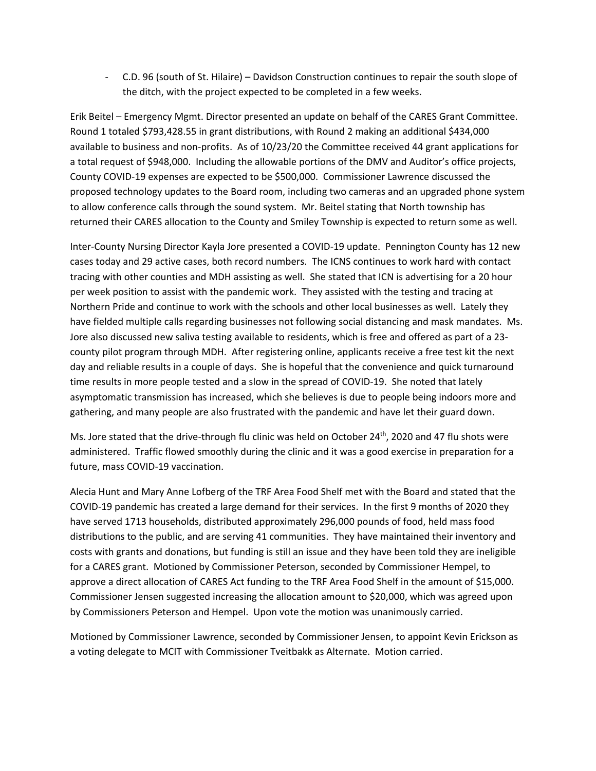- C.D. 96 (south of St. Hilaire) – Davidson Construction continues to repair the south slope of the ditch, with the project expected to be completed in a few weeks.

Erik Beitel – Emergency Mgmt. Director presented an update on behalf of the CARES Grant Committee. Round 1 totaled $793,428.55 in grant distributions, with Round 2 making an additional $434,000 available to business and non-profits. As of 10/23/20 the Committee received 44 grant applications for a total request of $948,000. Including the allowable portions of the DMV and Auditor's office projects, County COVID-19 expenses are expected to be $500,000. Commissioner Lawrence discussed the proposed technology updates to the Board room, including two cameras and an upgraded phone system to allow conference calls through the sound system. Mr. Beitel stating that North township has returned their CARES allocation to the County and Smiley Township is expected to return some as well.

Inter-County Nursing Director Kayla Jore presented a COVID-19 update. Pennington County has 12 new cases today and 29 active cases, both record numbers. The ICNS continues to work hard with contact tracing with other counties and MDH assisting as well. She stated that ICN is advertising for a 20 hour per week position to assist with the pandemic work. They assisted with the testing and tracing at Northern Pride and continue to work with the schools and other local businesses as well. Lately they have fielded multiple calls regarding businesses not following social distancing and mask mandates. Ms. Jore also discussed new saliva testing available to residents, which is free and offered as part of a 23-county pilot program through MDH. After registering online, applicants receive a free test kit the next day and reliable results in a couple of days. She is hopeful that the convenience and quick turnaround time results in more people tested and a slow in the spread of COVID-19. She noted that lately asymptomatic transmission has increased, which she believes is due to people being indoors more and gathering, and many people are also frustrated with the pandemic and have let their guard down.

Ms. Jore stated that the drive-through flu clinic was held on October 24th, 2020 and 47 flu shots were administered. Traffic flowed smoothly during the clinic and it was a good exercise in preparation for a future, mass COVID-19 vaccination.

Alecia Hunt and Mary Anne Lofberg of the TRF Area Food Shelf met with the Board and stated that the COVID-19 pandemic has created a large demand for their services. In the first 9 months of 2020 they have served 1713 households, distributed approximately 296,000 pounds of food, held mass food distributions to the public, and are serving 41 communities. They have maintained their inventory and costs with grants and donations, but funding is still an issue and they have been told they are ineligible for a CARES grant. Motioned by Commissioner Peterson, seconded by Commissioner Hempel, to approve a direct allocation of CARES Act funding to the TRF Area Food Shelf in the amount of $15,000. Commissioner Jensen suggested increasing the allocation amount to $20,000, which was agreed upon by Commissioners Peterson and Hempel. Upon vote the motion was unanimously carried.

Motioned by Commissioner Lawrence, seconded by Commissioner Jensen, to appoint Kevin Erickson as a voting delegate to MCIT with Commissioner Tveitbakk as Alternate. Motion carried.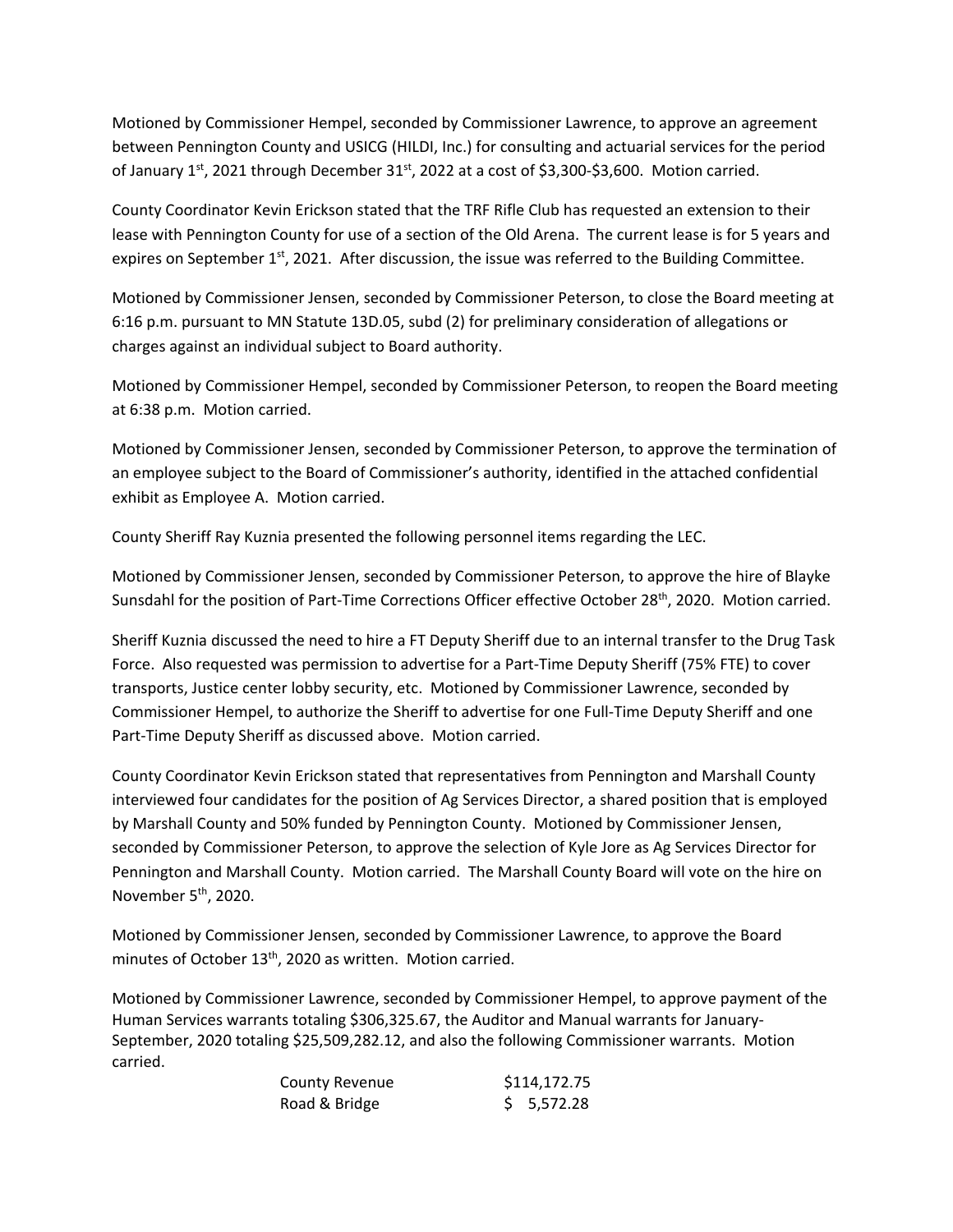Motioned by Commissioner Hempel, seconded by Commissioner Lawrence, to approve an agreement between Pennington County and USICG (HILDI, Inc.) for consulting and actuarial services for the period of January 1st, 2021 through December 31st, 2022 at a cost of $3,300-$3,600. Motion carried.

County Coordinator Kevin Erickson stated that the TRF Rifle Club has requested an extension to their lease with Pennington County for use of a section of the Old Arena. The current lease is for 5 years and expires on September 1st, 2021. After discussion, the issue was referred to the Building Committee.

Motioned by Commissioner Jensen, seconded by Commissioner Peterson, to close the Board meeting at 6:16 p.m. pursuant to MN Statute 13D.05, subd (2) for preliminary consideration of allegations or charges against an individual subject to Board authority.

Motioned by Commissioner Hempel, seconded by Commissioner Peterson, to reopen the Board meeting at 6:38 p.m. Motion carried.

Motioned by Commissioner Jensen, seconded by Commissioner Peterson, to approve the termination of an employee subject to the Board of Commissioner's authority, identified in the attached confidential exhibit as Employee A. Motion carried.

County Sheriff Ray Kuznia presented the following personnel items regarding the LEC.

Motioned by Commissioner Jensen, seconded by Commissioner Peterson, to approve the hire of Blayke Sunsdahl for the position of Part-Time Corrections Officer effective October 28th, 2020. Motion carried.

Sheriff Kuznia discussed the need to hire a FT Deputy Sheriff due to an internal transfer to the Drug Task Force. Also requested was permission to advertise for a Part-Time Deputy Sheriff (75% FTE) to cover transports, Justice center lobby security, etc. Motioned by Commissioner Lawrence, seconded by Commissioner Hempel, to authorize the Sheriff to advertise for one Full-Time Deputy Sheriff and one Part-Time Deputy Sheriff as discussed above. Motion carried.

County Coordinator Kevin Erickson stated that representatives from Pennington and Marshall County interviewed four candidates for the position of Ag Services Director, a shared position that is employed by Marshall County and 50% funded by Pennington County. Motioned by Commissioner Jensen, seconded by Commissioner Peterson, to approve the selection of Kyle Jore as Ag Services Director for Pennington and Marshall County. Motion carried. The Marshall County Board will vote on the hire on November 5th, 2020.

Motioned by Commissioner Jensen, seconded by Commissioner Lawrence, to approve the Board minutes of October 13th, 2020 as written. Motion carried.

Motioned by Commissioner Lawrence, seconded by Commissioner Hempel, to approve payment of the Human Services warrants totaling $306,325.67, the Auditor and Manual warrants for January-September, 2020 totaling $25,509,282.12, and also the following Commissioner warrants. Motion carried.

| | |
|---|---|
| County Revenue | $114,172.75 |
| Road & Bridge | $ 5,572.28 |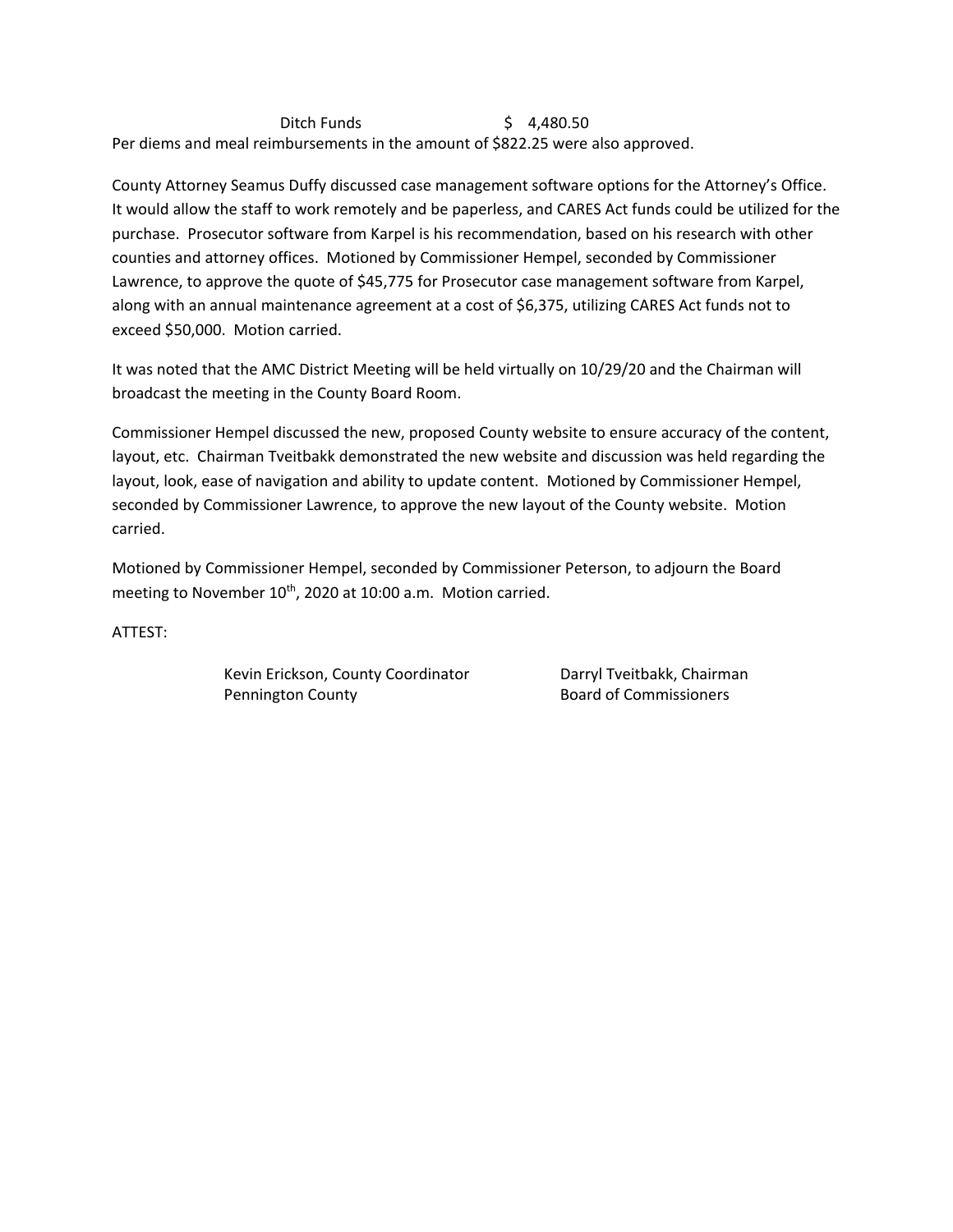| | |
|---|---|
| Ditch Funds | $ 4,480.50 |

Per diems and meal reimbursements in the amount of $822.25 were also approved.

County Attorney Seamus Duffy discussed case management software options for the Attorney's Office. It would allow the staff to work remotely and be paperless, and CARES Act funds could be utilized for the purchase. Prosecutor software from Karpel is his recommendation, based on his research with other counties and attorney offices. Motioned by Commissioner Hempel, seconded by Commissioner Lawrence, to approve the quote of $45,775 for Prosecutor case management software from Karpel, along with an annual maintenance agreement at a cost of $6,375, utilizing CARES Act funds not to exceed $50,000. Motion carried.

It was noted that the AMC District Meeting will be held virtually on 10/29/20 and the Chairman will broadcast the meeting in the County Board Room.

Commissioner Hempel discussed the new, proposed County website to ensure accuracy of the content, layout, etc. Chairman Tveitbakk demonstrated the new website and discussion was held regarding the layout, look, ease of navigation and ability to update content. Motioned by Commissioner Hempel, seconded by Commissioner Lawrence, to approve the new layout of the County website. Motion carried.

Motioned by Commissioner Hempel, seconded by Commissioner Peterson, to adjourn the Board meeting to November 10th, 2020 at 10:00 a.m. Motion carried.

ATTEST:

Kevin Erickson, County Coordinator
Pennington County

Darryl Tveitbakk, Chairman
Board of Commissioners